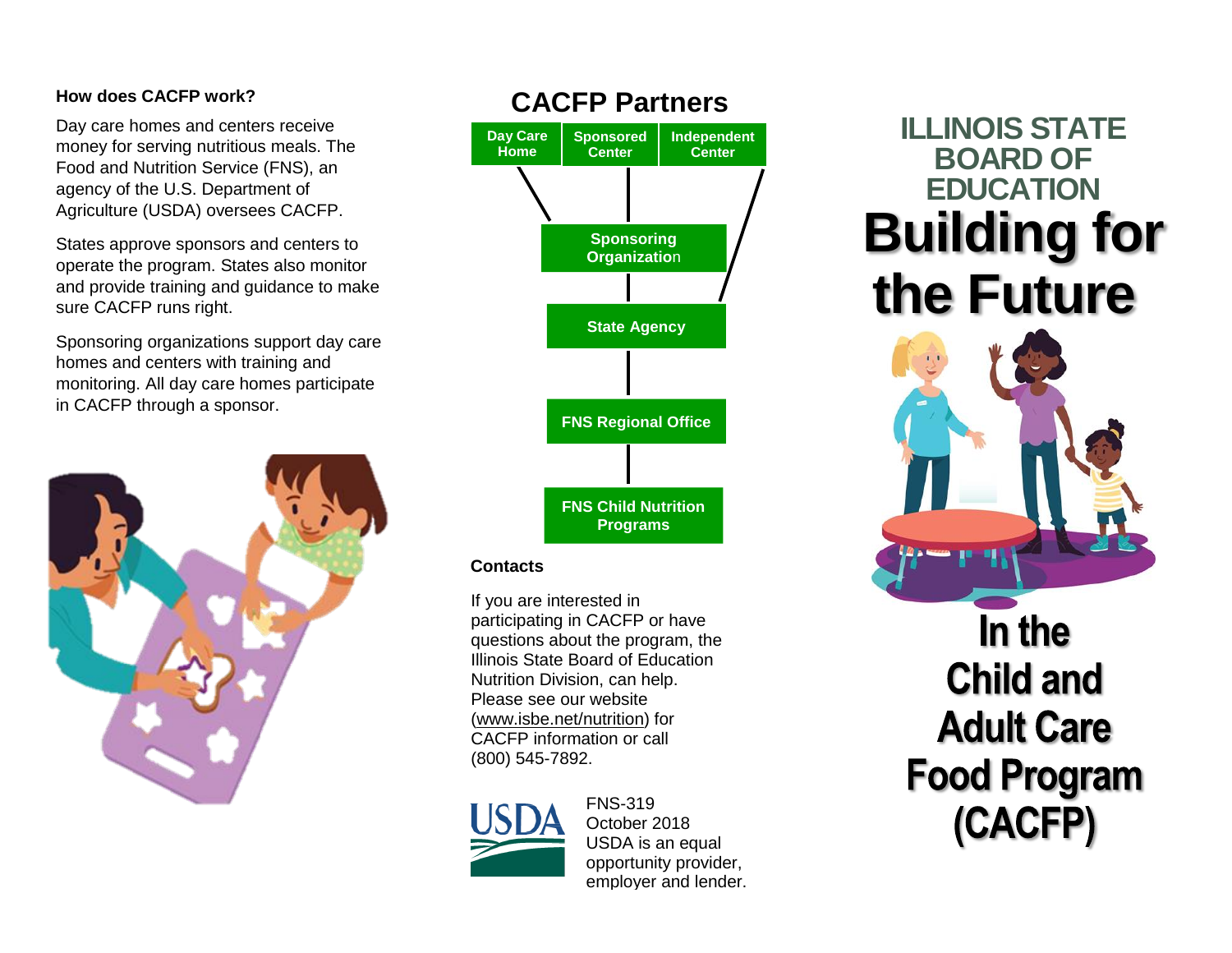### How does CACFP work?

Day care homes and centers receive money for serving nutritious meals. The Food and Nutrition Service (FNS), an agency of the U.S. Department of Agriculture (USDA) oversees CACFP.

States approve sponsors and centers to operate the program. States also monitor and provide training and guidance to make sure CACFP runs right.

Sponsoring organizations support day care homes and centers with training and monitoring. All day care homes participate in CACFP through a sponsor.

## CACFP Partners

Day Care Home

Sponsored Center

Independent Center

Sponsoring Organization

State Agency

FNS Regional Office

FNS Child Nutrition Programs

### Contacts

If you are interested in participating in CACFP or have questions about the program, the Illinois State Board of Education Nutrition Division, can help. Please see our website (www.isbe.net/nutrition) for CACFP information or call (800) 545-7892.

FNS-319
October 2018
USDA is an equal opportunity provider, employer and lender.

## ILLINOIS STATE BOARD OF EDUCATION

# Building for the Future

# In the Child and Adult Care Food Program (CACFP)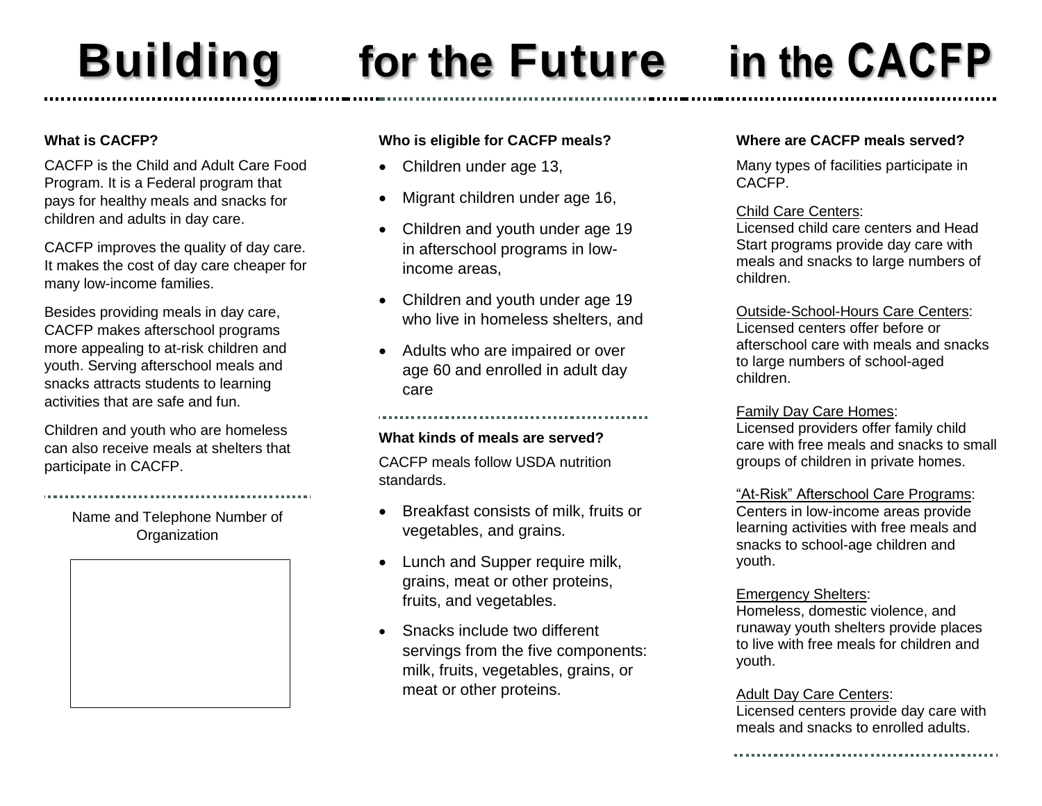# Building for the Future in the CACFP

**What is CACFP?**

CACFP is the Child and Adult Care Food Program. It is a Federal program that pays for healthy meals and snacks for children and adults in day care.

CACFP improves the quality of day care. It makes the cost of day care cheaper for many low-income families.

Besides providing meals in day care, CACFP makes afterschool programs more appealing to at-risk children and youth. Serving afterschool meals and snacks attracts students to learning activities that are safe and fun.

Children and youth who are homeless can also receive meals at shelters that participate in CACFP.

Name and Telephone Number of Organization

**Who is eligible for CACFP meals?**

- Children under age 13,
- Migrant children under age 16,
- Children and youth under age 19 in afterschool programs in low-income areas,
- Children and youth under age 19 who live in homeless shelters, and
- Adults who are impaired or over age 60 and enrolled in adult day care

**What kinds of meals are served?**

CACFP meals follow USDA nutrition standards.

- Breakfast consists of milk, fruits or vegetables, and grains.
- Lunch and Supper require milk, grains, meat or other proteins, fruits, and vegetables.
- Snacks include two different servings from the five components: milk, fruits, vegetables, grains, or meat or other proteins.

**Where are CACFP meals served?**

Many types of facilities participate in CACFP.

Child Care Centers:
Licensed child care centers and Head Start programs provide day care with meals and snacks to large numbers of children.

Outside-School-Hours Care Centers:
Licensed centers offer before or afterschool care with meals and snacks to large numbers of school-aged children.

Family Day Care Homes:
Licensed providers offer family child care with free meals and snacks to small groups of children in private homes.

"At-Risk" Afterschool Care Programs:
Centers in low-income areas provide learning activities with free meals and snacks to school-age children and youth.

Emergency Shelters:
Homeless, domestic violence, and runaway youth shelters provide places to live with free meals for children and youth.

Adult Day Care Centers:
Licensed centers provide day care with meals and snacks to enrolled adults.